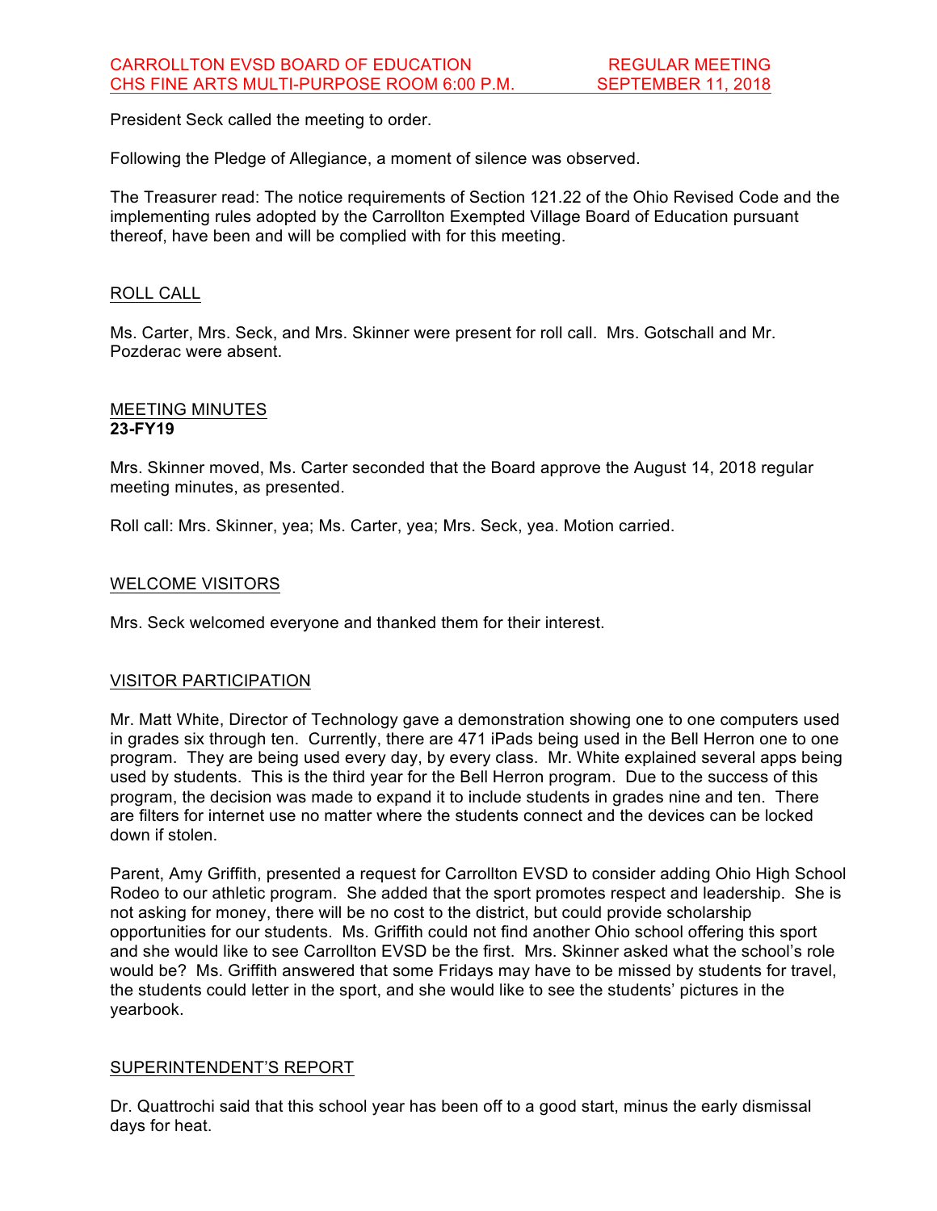CARROLLTON EVSD BOARD OF EDUCATION — REGULAR MEETING
CHS FINE ARTS MULTI-PURPOSE ROOM 6:00 P.M. — SEPTEMBER 11, 2018

President Seck called the meeting to order.

Following the Pledge of Allegiance, a moment of silence was observed.

The Treasurer read: The notice requirements of Section 121.22 of the Ohio Revised Code and the implementing rules adopted by the Carrollton Exempted Village Board of Education pursuant thereof, have been and will be complied with for this meeting.

## ROLL CALL

Ms. Carter, Mrs. Seck, and Mrs. Skinner were present for roll call. Mrs. Gotschall and Mr. Pozderac were absent.

## MEETING MINUTES
**23-FY19**

Mrs. Skinner moved, Ms. Carter seconded that the Board approve the August 14, 2018 regular meeting minutes, as presented.

Roll call: Mrs. Skinner, yea; Ms. Carter, yea; Mrs. Seck, yea. Motion carried.

## WELCOME VISITORS

Mrs. Seck welcomed everyone and thanked them for their interest.

## VISITOR PARTICIPATION

Mr. Matt White, Director of Technology gave a demonstration showing one to one computers used in grades six through ten. Currently, there are 471 iPads being used in the Bell Herron one to one program. They are being used every day, by every class. Mr. White explained several apps being used by students. This is the third year for the Bell Herron program. Due to the success of this program, the decision was made to expand it to include students in grades nine and ten. There are filters for internet use no matter where the students connect and the devices can be locked down if stolen.

Parent, Amy Griffith, presented a request for Carrollton EVSD to consider adding Ohio High School Rodeo to our athletic program. She added that the sport promotes respect and leadership. She is not asking for money, there will be no cost to the district, but could provide scholarship opportunities for our students. Ms. Griffith could not find another Ohio school offering this sport and she would like to see Carrollton EVSD be the first. Mrs. Skinner asked what the school's role would be? Ms. Griffith answered that some Fridays may have to be missed by students for travel, the students could letter in the sport, and she would like to see the students' pictures in the yearbook.

## SUPERINTENDENT'S REPORT

Dr. Quattrochi said that this school year has been off to a good start, minus the early dismissal days for heat.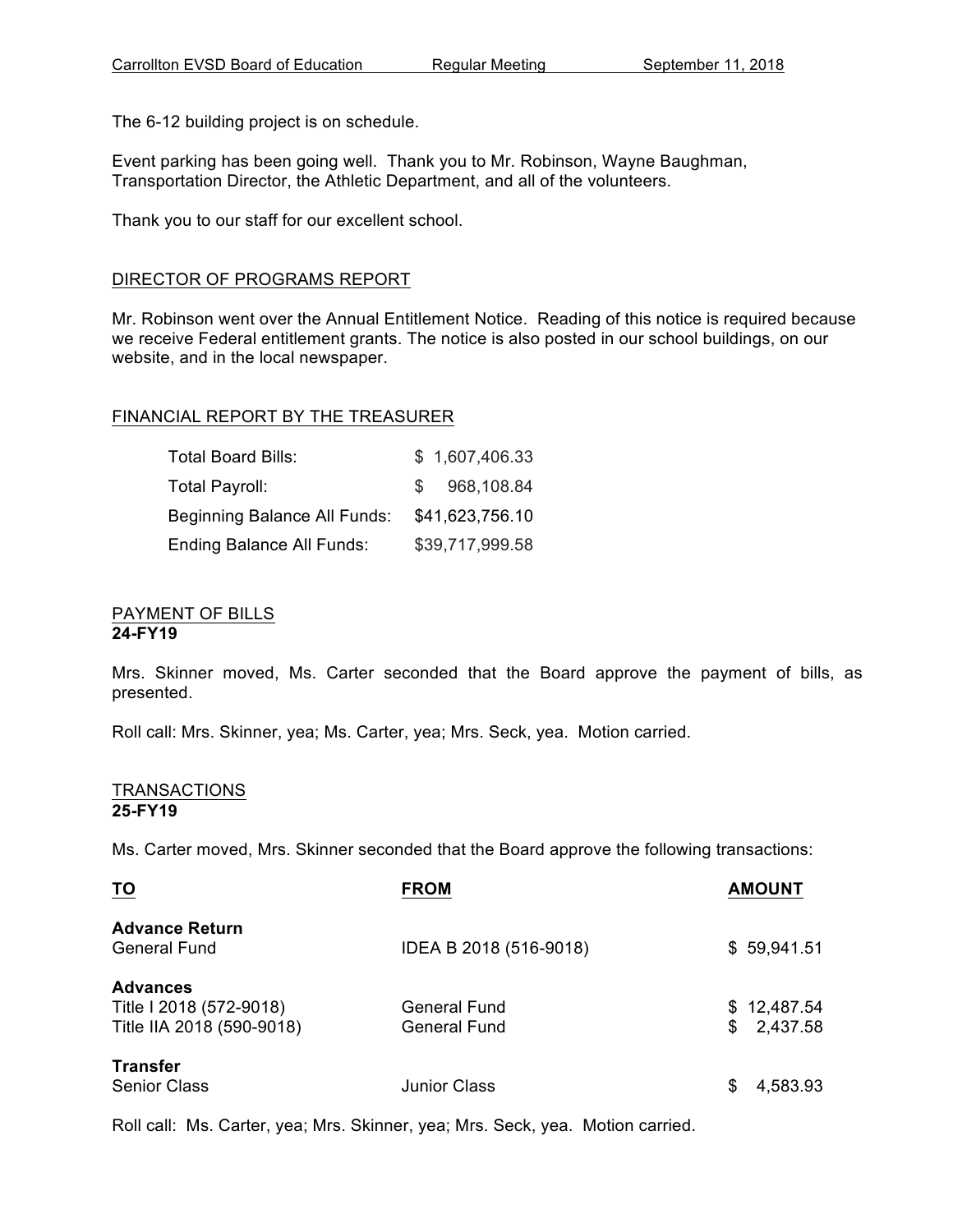The 6-12 building project is on schedule.

Event parking has been going well. Thank you to Mr. Robinson, Wayne Baughman, Transportation Director, the Athletic Department, and all of the volunteers.

Thank you to our staff for our excellent school.

## DIRECTOR OF PROGRAMS REPORT

Mr. Robinson went over the Annual Entitlement Notice. Reading of this notice is required because we receive Federal entitlement grants. The notice is also posted in our school buildings, on our website, and in the local newspaper.

## FINANCIAL REPORT BY THE TREASURER

| | |
|---|---|
| Total Board Bills: | $ 1,607,406.33 |
| Total Payroll: | $ 968,108.84 |
| Beginning Balance All Funds: | $41,623,756.10 |
| Ending Balance All Funds: | $39,717,999.58 |

## PAYMENT OF BILLS
**24-FY19**

Mrs. Skinner moved, Ms. Carter seconded that the Board approve the payment of bills, as presented.

Roll call: Mrs. Skinner, yea; Ms. Carter, yea; Mrs. Seck, yea. Motion carried.

## TRANSACTIONS
**25-FY19**

Ms. Carter moved, Mrs. Skinner seconded that the Board approve the following transactions:

| TO | FROM | AMOUNT |
|---|---|---|
| **Advance Return** | | |
| General Fund | IDEA B 2018 (516-9018) | $ 59,941.51 |
| **Advances** | | |
| Title I 2018 (572-9018) | General Fund | $ 12,487.54 |
| Title IIA 2018 (590-9018) | General Fund | $ 2,437.58 |
| **Transfer** | | |
| Senior Class | Junior Class | $ 4,583.93 |

Roll call: Ms. Carter, yea; Mrs. Skinner, yea; Mrs. Seck, yea. Motion carried.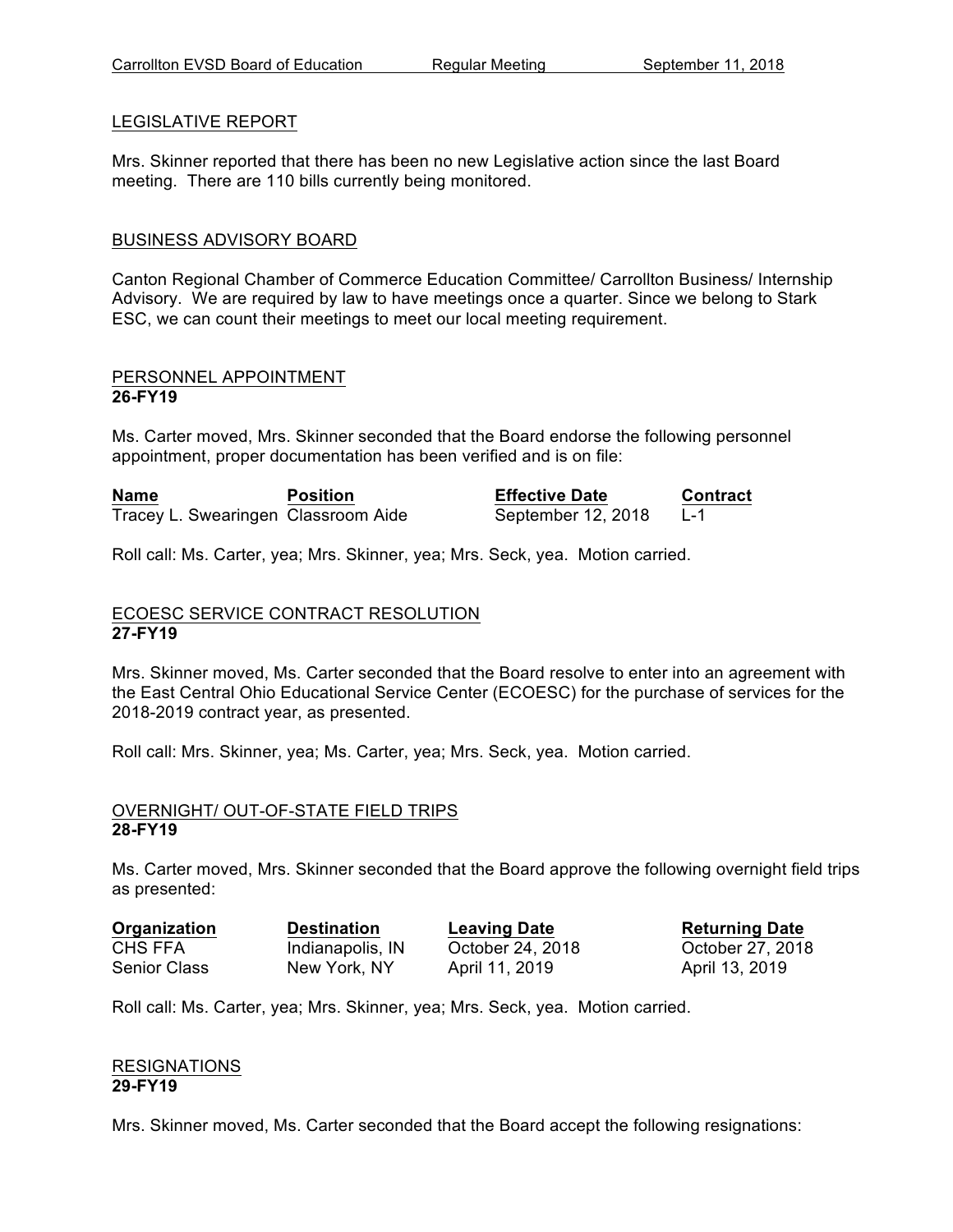LEGISLATIVE REPORT

Mrs. Skinner reported that there has been no new Legislative action since the last Board meeting. There are 110 bills currently being monitored.

BUSINESS ADVISORY BOARD

Canton Regional Chamber of Commerce Education Committee/ Carrollton Business/ Internship Advisory. We are required by law to have meetings once a quarter. Since we belong to Stark ESC, we can count their meetings to meet our local meeting requirement.

PERSONNEL APPOINTMENT
**26-FY19**

Ms. Carter moved, Mrs. Skinner seconded that the Board endorse the following personnel appointment, proper documentation has been verified and is on file:

| **Name** | **Position** | **Effective Date** | **Contract** |
|---|---|---|---|
| Tracey L. Swearingen | Classroom Aide | September 12, 2018 | L-1 |

Roll call: Ms. Carter, yea; Mrs. Skinner, yea; Mrs. Seck, yea. Motion carried.

ECOESC SERVICE CONTRACT RESOLUTION
**27-FY19**

Mrs. Skinner moved, Ms. Carter seconded that the Board resolve to enter into an agreement with the East Central Ohio Educational Service Center (ECOESC) for the purchase of services for the 2018-2019 contract year, as presented.

Roll call: Mrs. Skinner, yea; Ms. Carter, yea; Mrs. Seck, yea. Motion carried.

OVERNIGHT/ OUT-OF-STATE FIELD TRIPS
**28-FY19**

Ms. Carter moved, Mrs. Skinner seconded that the Board approve the following overnight field trips as presented:

| **Organization** | **Destination** | **Leaving Date** | **Returning Date** |
|---|---|---|---|
| CHS FFA | Indianapolis, IN | October 24, 2018 | October 27, 2018 |
| Senior Class | New York, NY | April 11, 2019 | April 13, 2019 |

Roll call: Ms. Carter, yea; Mrs. Skinner, yea; Mrs. Seck, yea. Motion carried.

RESIGNATIONS
**29-FY19**

Mrs. Skinner moved, Ms. Carter seconded that the Board accept the following resignations: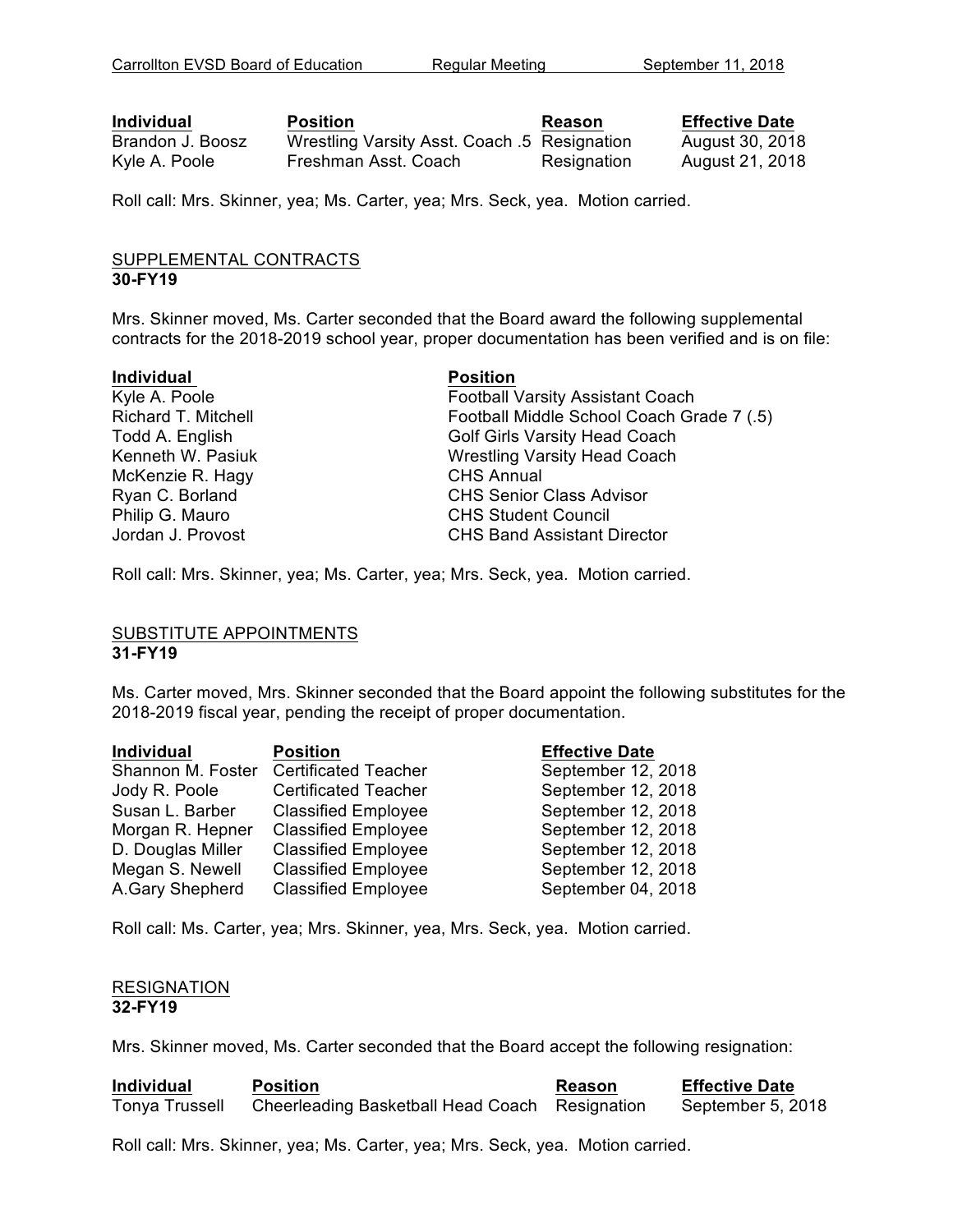| Individual | Position | Reason | Effective Date |
|---|---|---|---|
| Brandon J. Boosz | Wrestling Varsity Asst. Coach .5 | Resignation | August 30, 2018 |
| Kyle A. Poole | Freshman Asst. Coach | Resignation | August 21, 2018 |

Roll call: Mrs. Skinner, yea; Ms. Carter, yea; Mrs. Seck, yea. Motion carried.

SUPPLEMENTAL CONTRACTS
**30-FY19**

Mrs. Skinner moved, Ms. Carter seconded that the Board award the following supplemental contracts for the 2018-2019 school year, proper documentation has been verified and is on file:

| Individual | Position |
|---|---|
| Kyle A. Poole | Football Varsity Assistant Coach |
| Richard T. Mitchell | Football Middle School Coach Grade 7 (.5) |
| Todd A. English | Golf Girls Varsity Head Coach |
| Kenneth W. Pasiuk | Wrestling Varsity Head Coach |
| McKenzie R. Hagy | CHS Annual |
| Ryan C. Borland | CHS Senior Class Advisor |
| Philip G. Mauro | CHS Student Council |
| Jordan J. Provost | CHS Band Assistant Director |

Roll call: Mrs. Skinner, yea; Ms. Carter, yea; Mrs. Seck, yea. Motion carried.

SUBSTITUTE APPOINTMENTS
**31-FY19**

Ms. Carter moved, Mrs. Skinner seconded that the Board appoint the following substitutes for the 2018-2019 fiscal year, pending the receipt of proper documentation.

| Individual | Position | Effective Date |
|---|---|---|
| Shannon M. Foster | Certificated Teacher | September 12, 2018 |
| Jody R. Poole | Certificated Teacher | September 12, 2018 |
| Susan L. Barber | Classified Employee | September 12, 2018 |
| Morgan R. Hepner | Classified Employee | September 12, 2018 |
| D. Douglas Miller | Classified Employee | September 12, 2018 |
| Megan S. Newell | Classified Employee | September 12, 2018 |
| A.Gary Shepherd | Classified Employee | September 04, 2018 |

Roll call: Ms. Carter, yea; Mrs. Skinner, yea, Mrs. Seck, yea. Motion carried.

RESIGNATION
**32-FY19**

Mrs. Skinner moved, Ms. Carter seconded that the Board accept the following resignation:

| Individual | Position | Reason | Effective Date |
|---|---|---|---|
| Tonya Trussell | Cheerleading Basketball Head Coach | Resignation | September 5, 2018 |

Roll call: Mrs. Skinner, yea; Ms. Carter, yea; Mrs. Seck, yea. Motion carried.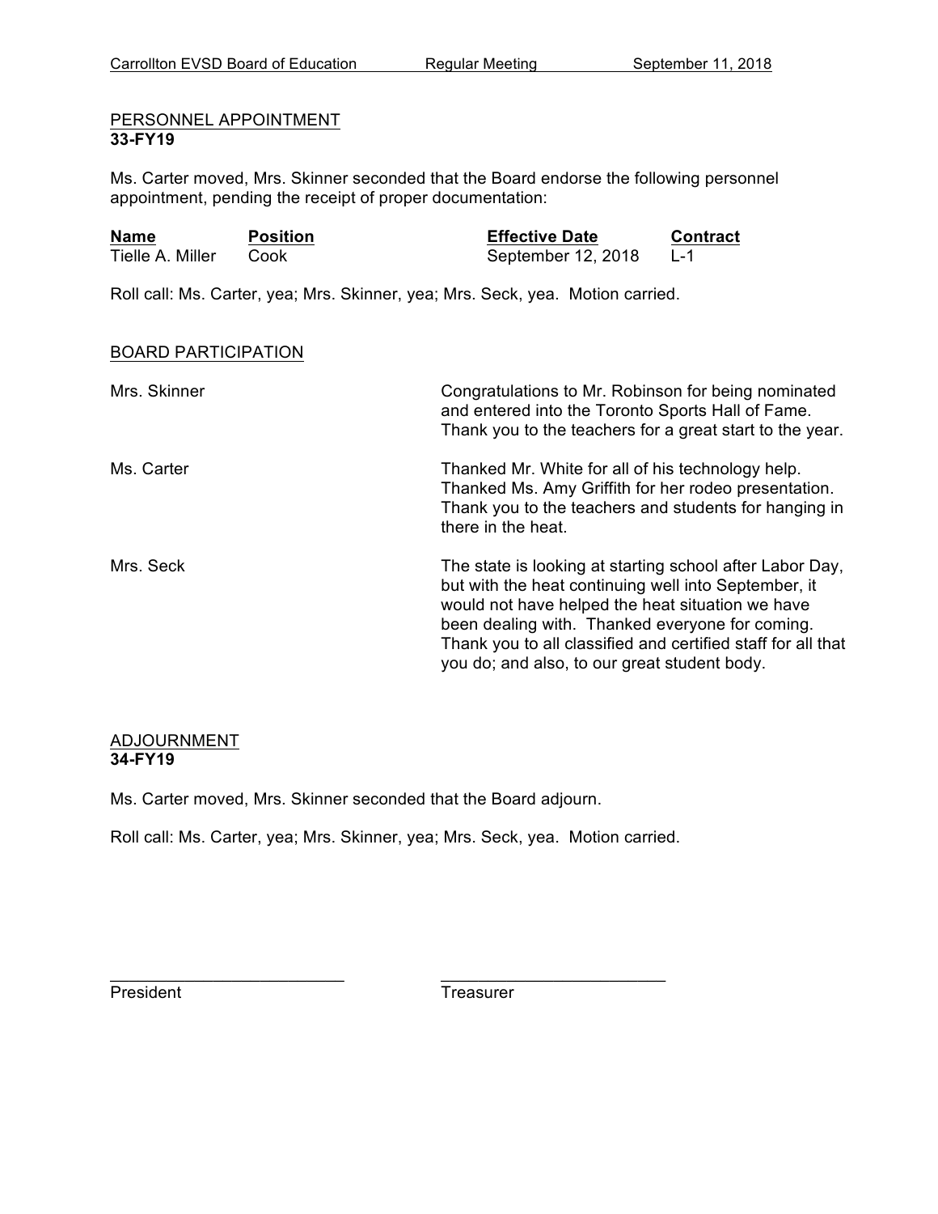PERSONNEL APPOINTMENT
**33-FY19**

Ms. Carter moved, Mrs. Skinner seconded that the Board endorse the following personnel appointment, pending the receipt of proper documentation:

| **Name** | **Position** | **Effective Date** | **Contract** |
|---|---|---|---|
| Tielle A. Miller | Cook | September 12, 2018 | L-1 |

Roll call: Ms. Carter, yea; Mrs. Skinner, yea; Mrs. Seck, yea. Motion carried.

BOARD PARTICIPATION

| | |
|---|---|
| Mrs. Skinner | Congratulations to Mr. Robinson for being nominated and entered into the Toronto Sports Hall of Fame. Thank you to the teachers for a great start to the year. |
| Ms. Carter | Thanked Mr. White for all of his technology help. Thanked Ms. Amy Griffith for her rodeo presentation. Thank you to the teachers and students for hanging in there in the heat. |
| Mrs. Seck | The state is looking at starting school after Labor Day, but with the heat continuing well into September, it would not have helped the heat situation we have been dealing with. Thanked everyone for coming. Thank you to all classified and certified staff for all that you do; and also, to our great student body. |

ADJOURNMENT
**34-FY19**

Ms. Carter moved, Mrs. Skinner seconded that the Board adjourn.

Roll call: Ms. Carter, yea; Mrs. Skinner, yea; Mrs. Seck, yea. Motion carried.

\_\_\_\_\_\_\_\_\_\_\_\_\_\_\_\_\_\_\_\_\_\_\_\_\_\_ \_\_\_\_\_\_\_\_\_\_\_\_\_\_\_\_\_\_\_\_\_\_\_\_\_\_
President Treasurer